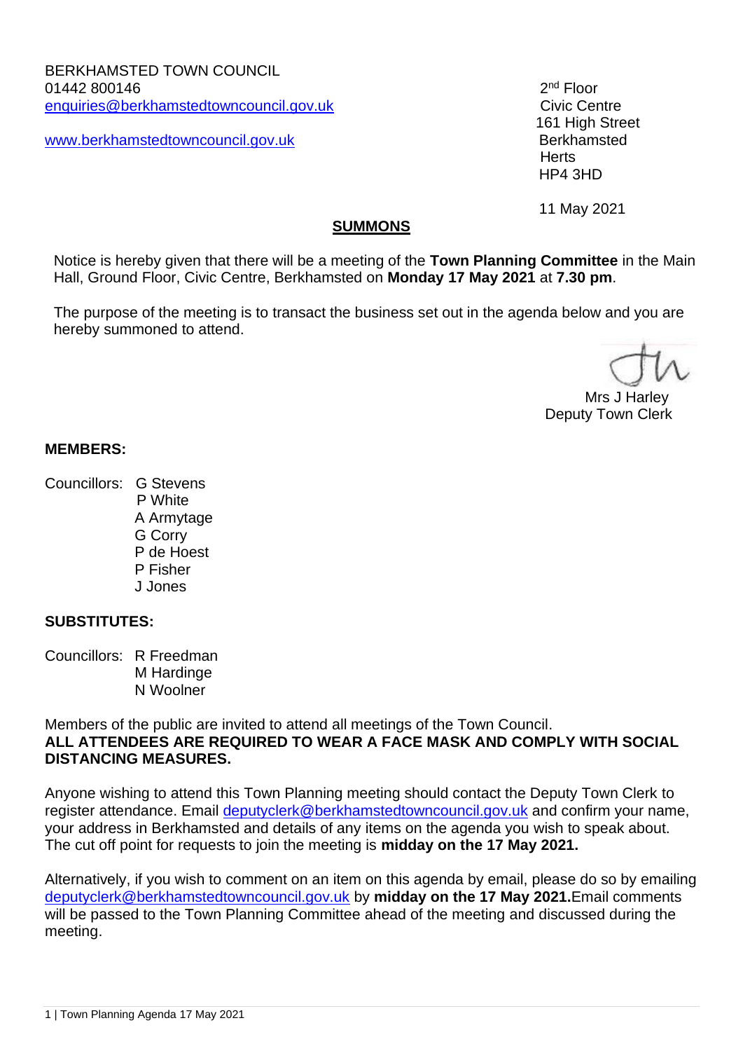BERKHAMSTED TOWN COUNCIL
01442 800146
enquiries@berkhamstedtowncouncil.gov.uk

www.berkhamstedtowncouncil.gov.uk

2nd Floor
Civic Centre
161 High Street
Berkhamsted
Herts
HP4 3HD

11 May 2021

## SUMMONS

Notice is hereby given that there will be a meeting of the **Town Planning Committee** in the Main Hall, Ground Floor, Civic Centre, Berkhamsted on **Monday 17 May 2021** at **7.30 pm**.

The purpose of the meeting is to transact the business set out in the agenda below and you are hereby summoned to attend.

Mrs J Harley
Deputy Town Clerk

**MEMBERS:**

Councillors: G Stevens
P White
A Armytage
G Corry
P de Hoest
P Fisher
J Jones

**SUBSTITUTES:**

Councillors: R Freedman
M Hardinge
N Woolner

Members of the public are invited to attend all meetings of the Town Council.
**ALL ATTENDEES ARE REQUIRED TO WEAR A FACE MASK AND COMPLY WITH SOCIAL DISTANCING MEASURES.**

Anyone wishing to attend this Town Planning meeting should contact the Deputy Town Clerk to register attendance. Email deputyclerk@berkhamstedtowncouncil.gov.uk and confirm your name, your address in Berkhamsted and details of any items on the agenda you wish to speak about. The cut off point for requests to join the meeting is **midday on the 17 May 2021.**

Alternatively, if you wish to comment on an item on this agenda by email, please do so by emailing deputyclerk@berkhamstedtowncouncil.gov.uk by **midday on the 17 May 2021.** Email comments will be passed to the Town Planning Committee ahead of the meeting and discussed during the meeting.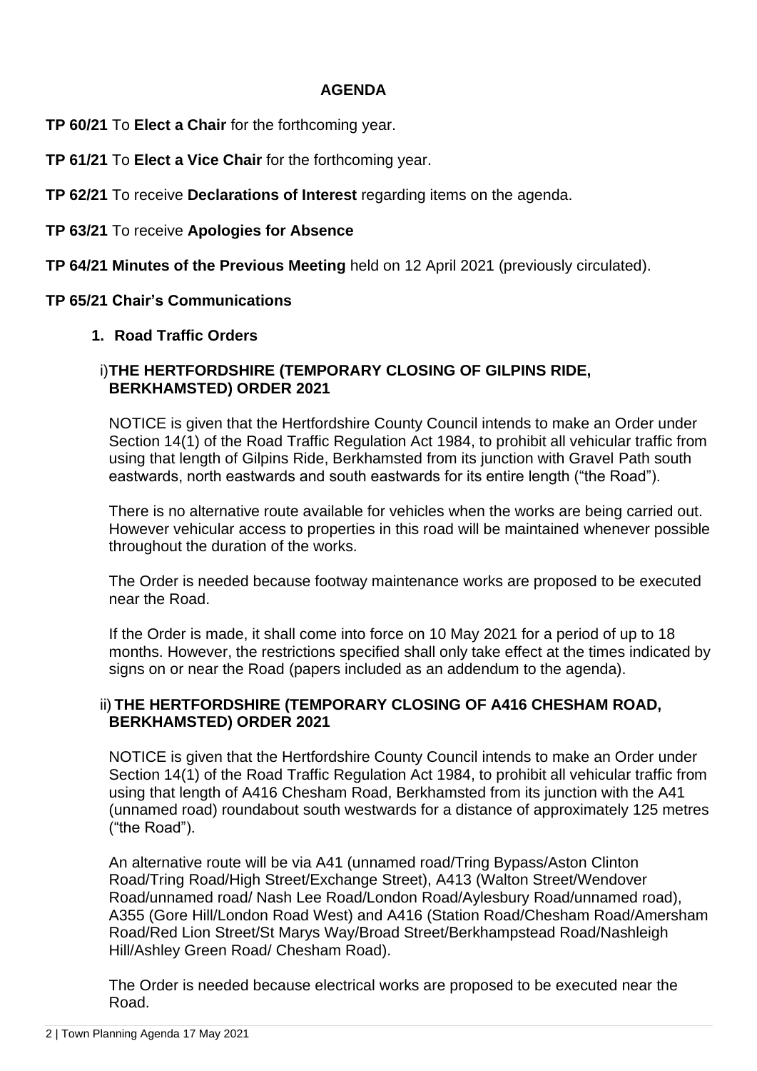## AGENDA

**TP 60/21** To **Elect a Chair** for the forthcoming year.

**TP 61/21** To **Elect a Vice Chair** for the forthcoming year.

**TP 62/21** To receive **Declarations of Interest** regarding items on the agenda.

**TP 63/21** To receive **Apologies for Absence**

**TP 64/21 Minutes of the Previous Meeting** held on 12 April 2021 (previously circulated).

**TP 65/21 Chair's Communications**

**1. Road Traffic Orders**

i) **THE HERTFORDSHIRE (TEMPORARY CLOSING OF GILPINS RIDE, BERKHAMSTED) ORDER 2021**

NOTICE is given that the Hertfordshire County Council intends to make an Order under Section 14(1) of the Road Traffic Regulation Act 1984, to prohibit all vehicular traffic from using that length of Gilpins Ride, Berkhamsted from its junction with Gravel Path south eastwards, north eastwards and south eastwards for its entire length ("the Road").

There is no alternative route available for vehicles when the works are being carried out. However vehicular access to properties in this road will be maintained whenever possible throughout the duration of the works.

The Order is needed because footway maintenance works are proposed to be executed near the Road.

If the Order is made, it shall come into force on 10 May 2021 for a period of up to 18 months. However, the restrictions specified shall only take effect at the times indicated by signs on or near the Road (papers included as an addendum to the agenda).

ii) **THE HERTFORDSHIRE (TEMPORARY CLOSING OF A416 CHESHAM ROAD, BERKHAMSTED) ORDER 2021**

NOTICE is given that the Hertfordshire County Council intends to make an Order under Section 14(1) of the Road Traffic Regulation Act 1984, to prohibit all vehicular traffic from using that length of A416 Chesham Road, Berkhamsted from its junction with the A41 (unnamed road) roundabout south westwards for a distance of approximately 125 metres ("the Road").

An alternative route will be via A41 (unnamed road/Tring Bypass/Aston Clinton Road/Tring Road/High Street/Exchange Street), A413 (Walton Street/Wendover Road/unnamed road/ Nash Lee Road/London Road/Aylesbury Road/unnamed road), A355 (Gore Hill/London Road West) and A416 (Station Road/Chesham Road/Amersham Road/Red Lion Street/St Marys Way/Broad Street/Berkhampstead Road/Nashleigh Hill/Ashley Green Road/ Chesham Road).

The Order is needed because electrical works are proposed to be executed near the Road.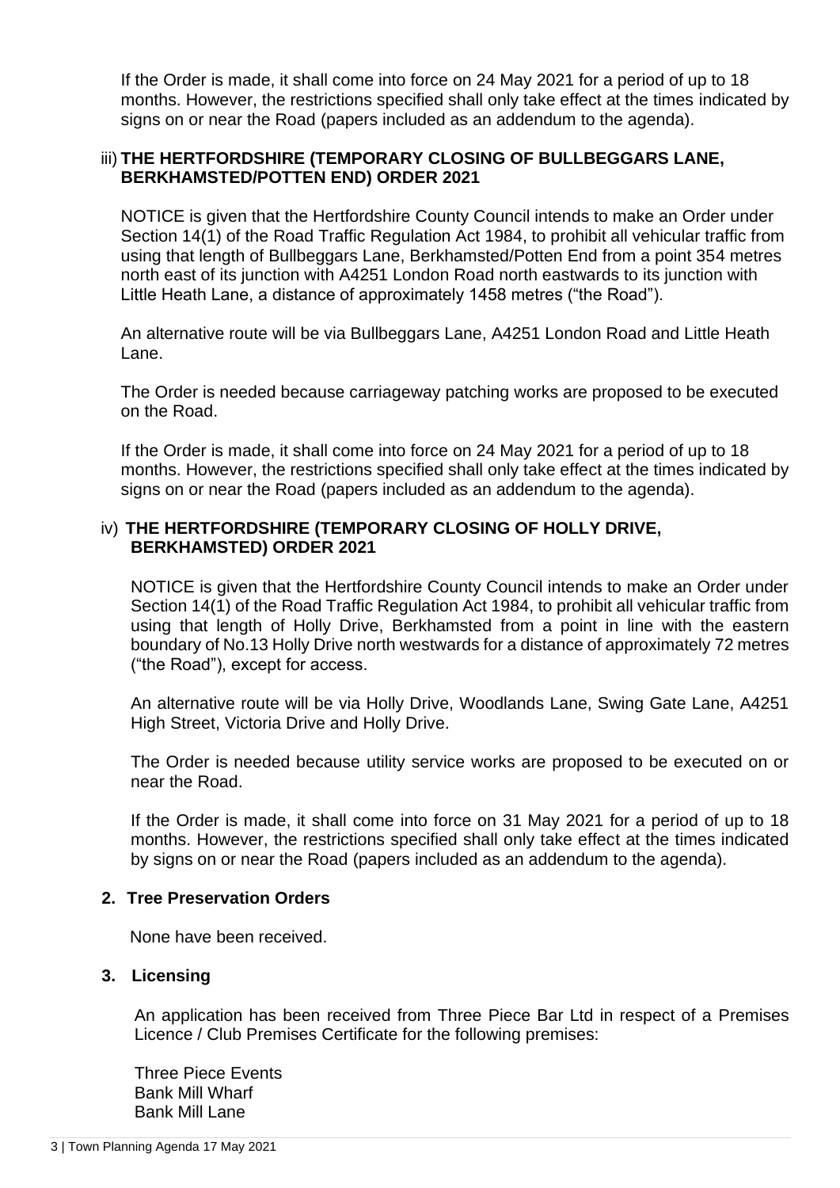If the Order is made, it shall come into force on 24 May 2021 for a period of up to 18 months. However, the restrictions specified shall only take effect at the times indicated by signs on or near the Road (papers included as an addendum to the agenda).

iii) **THE HERTFORDSHIRE (TEMPORARY CLOSING OF BULLBEGGARS LANE, BERKHAMSTED/POTTEN END) ORDER 2021**

NOTICE is given that the Hertfordshire County Council intends to make an Order under Section 14(1) of the Road Traffic Regulation Act 1984, to prohibit all vehicular traffic from using that length of Bullbeggars Lane, Berkhamsted/Potten End from a point 354 metres north east of its junction with A4251 London Road north eastwards to its junction with Little Heath Lane, a distance of approximately 1458 metres ("the Road").

An alternative route will be via Bullbeggars Lane, A4251 London Road and Little Heath Lane.

The Order is needed because carriageway patching works are proposed to be executed on the Road.

If the Order is made, it shall come into force on 24 May 2021 for a period of up to 18 months. However, the restrictions specified shall only take effect at the times indicated by signs on or near the Road (papers included as an addendum to the agenda).

iv) **THE HERTFORDSHIRE (TEMPORARY CLOSING OF HOLLY DRIVE, BERKHAMSTED) ORDER 2021**

NOTICE is given that the Hertfordshire County Council intends to make an Order under Section 14(1) of the Road Traffic Regulation Act 1984, to prohibit all vehicular traffic from using that length of Holly Drive, Berkhamsted from a point in line with the eastern boundary of No.13 Holly Drive north westwards for a distance of approximately 72 metres ("the Road"), except for access.

An alternative route will be via Holly Drive, Woodlands Lane, Swing Gate Lane, A4251 High Street, Victoria Drive and Holly Drive.

The Order is needed because utility service works are proposed to be executed on or near the Road.

If the Order is made, it shall come into force on 31 May 2021 for a period of up to 18 months. However, the restrictions specified shall only take effect at the times indicated by signs on or near the Road (papers included as an addendum to the agenda).

**2. Tree Preservation Orders**

None have been received.

**3. Licensing**

An application has been received from Three Piece Bar Ltd in respect of a Premises Licence / Club Premises Certificate for the following premises:

Three Piece Events
Bank Mill Wharf
Bank Mill Lane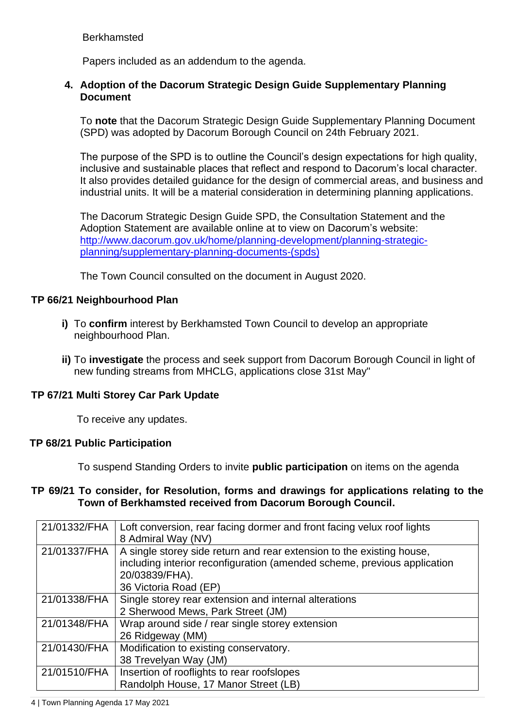Berkhamsted

Papers included as an addendum to the agenda.

**4. Adoption of the Dacorum Strategic Design Guide Supplementary Planning Document**

To **note** that the Dacorum Strategic Design Guide Supplementary Planning Document (SPD) was adopted by Dacorum Borough Council on 24th February 2021.

The purpose of the SPD is to outline the Council's design expectations for high quality, inclusive and sustainable places that reflect and respond to Dacorum's local character. It also provides detailed guidance for the design of commercial areas, and business and industrial units. It will be a material consideration in determining planning applications.

The Dacorum Strategic Design Guide SPD, the Consultation Statement and the Adoption Statement are available online at to view on Dacorum's website: [http://www.dacorum.gov.uk/home/planning-development/planning-strategic-planning/supplementary-planning-documents-(spds)](http://www.dacorum.gov.uk/home/planning-development/planning-strategic-planning/supplementary-planning-documents-(spds))

The Town Council consulted on the document in August 2020.

## TP 66/21 Neighbourhood Plan

**i)** To **confirm** interest by Berkhamsted Town Council to develop an appropriate neighbourhood Plan.

**ii)** To **investigate** the process and seek support from Dacorum Borough Council in light of new funding streams from MHCLG, applications close 31st May"

## TP 67/21 Multi Storey Car Park Update

To receive any updates.

## TP 68/21 Public Participation

To suspend Standing Orders to invite **public participation** on items on the agenda

## TP 69/21 To consider, for Resolution, forms and drawings for applications relating to the Town of Berkhamsted received from Dacorum Borough Council.

| | |
|---|---|
| 21/01332/FHA | Loft conversion, rear facing dormer and front facing velux roof lights<br>8 Admiral Way (NV) |
| 21/01337/FHA | A single storey side return and rear extension to the existing house, including interior reconfiguration (amended scheme, previous application 20/03839/FHA).<br>36 Victoria Road (EP) |
| 21/01338/FHA | Single storey rear extension and internal alterations<br>2 Sherwood Mews, Park Street (JM) |
| 21/01348/FHA | Wrap around side / rear single storey extension<br>26 Ridgeway (MM) |
| 21/01430/FHA | Modification to existing conservatory.<br>38 Trevelyan Way (JM) |
| 21/01510/FHA | Insertion of rooflights to rear roofslopes<br>Randolph House, 17 Manor Street (LB) |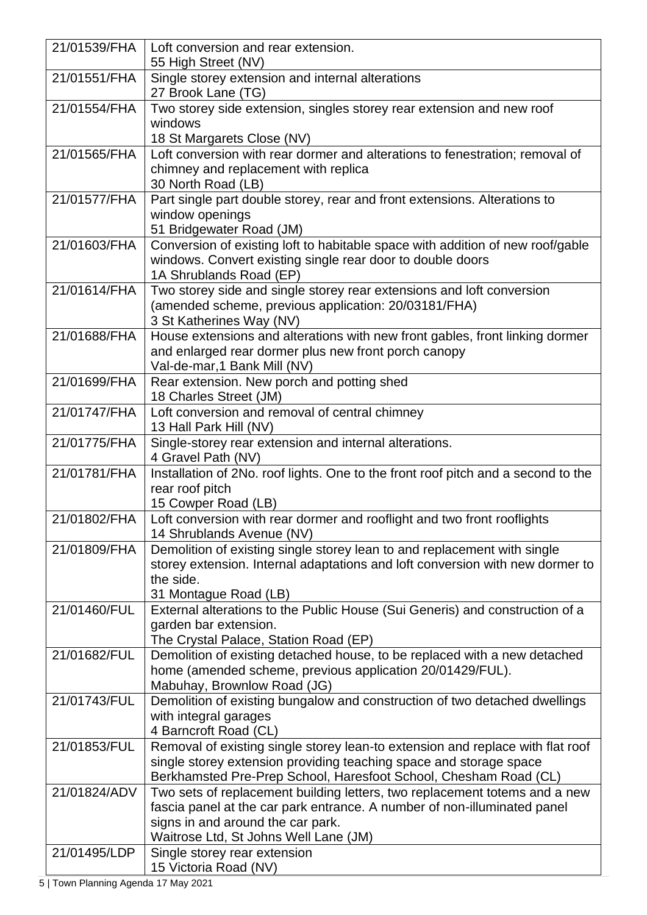| | |
|---|---|
| 21/01539/FHA | Loft conversion and rear extension.<br>55 High Street (NV) |
| 21/01551/FHA | Single storey extension and internal alterations<br>27 Brook Lane (TG) |
| 21/01554/FHA | Two storey side extension, singles storey rear extension and new roof windows<br>18 St Margarets Close (NV) |
| 21/01565/FHA | Loft conversion with rear dormer and alterations to fenestration; removal of chimney and replacement with replica<br>30 North Road (LB) |
| 21/01577/FHA | Part single part double storey, rear and front extensions. Alterations to window openings<br>51 Bridgewater Road (JM) |
| 21/01603/FHA | Conversion of existing loft to habitable space with addition of new roof/gable windows. Convert existing single rear door to double doors<br>1A Shrublands Road (EP) |
| 21/01614/FHA | Two storey side and single storey rear extensions and loft conversion (amended scheme, previous application: 20/03181/FHA)<br>3 St Katherines Way (NV) |
| 21/01688/FHA | House extensions and alterations with new front gables, front linking dormer and enlarged rear dormer plus new front porch canopy<br>Val-de-mar,1 Bank Mill (NV) |
| 21/01699/FHA | Rear extension. New porch and potting shed<br>18 Charles Street (JM) |
| 21/01747/FHA | Loft conversion and removal of central chimney<br>13 Hall Park Hill (NV) |
| 21/01775/FHA | Single-storey rear extension and internal alterations.<br>4 Gravel Path (NV) |
| 21/01781/FHA | Installation of 2No. roof lights. One to the front roof pitch and a second to the rear roof pitch<br>15 Cowper Road (LB) |
| 21/01802/FHA | Loft conversion with rear dormer and rooflight and two front rooflights<br>14 Shrublands Avenue (NV) |
| 21/01809/FHA | Demolition of existing single storey lean to and replacement with single storey extension. Internal adaptations and loft conversion with new dormer to the side.<br>31 Montague Road (LB) |
| 21/01460/FUL | External alterations to the Public House (Sui Generis) and construction of a garden bar extension.<br>The Crystal Palace, Station Road (EP) |
| 21/01682/FUL | Demolition of existing detached house, to be replaced with a new detached home (amended scheme, previous application 20/01429/FUL).<br>Mabuhay, Brownlow Road (JG) |
| 21/01743/FUL | Demolition of existing bungalow and construction of two detached dwellings with integral garages<br>4 Barncroft Road (CL) |
| 21/01853/FUL | Removal of existing single storey lean-to extension and replace with flat roof single storey extension providing teaching space and storage space<br>Berkhamsted Pre-Prep School, Haresfoot School, Chesham Road (CL) |
| 21/01824/ADV | Two sets of replacement building letters, two replacement totems and a new fascia panel at the car park entrance. A number of non-illuminated panel signs in and around the car park.<br>Waitrose Ltd, St Johns Well Lane (JM) |
| 21/01495/LDP | Single storey rear extension<br>15 Victoria Road (NV) |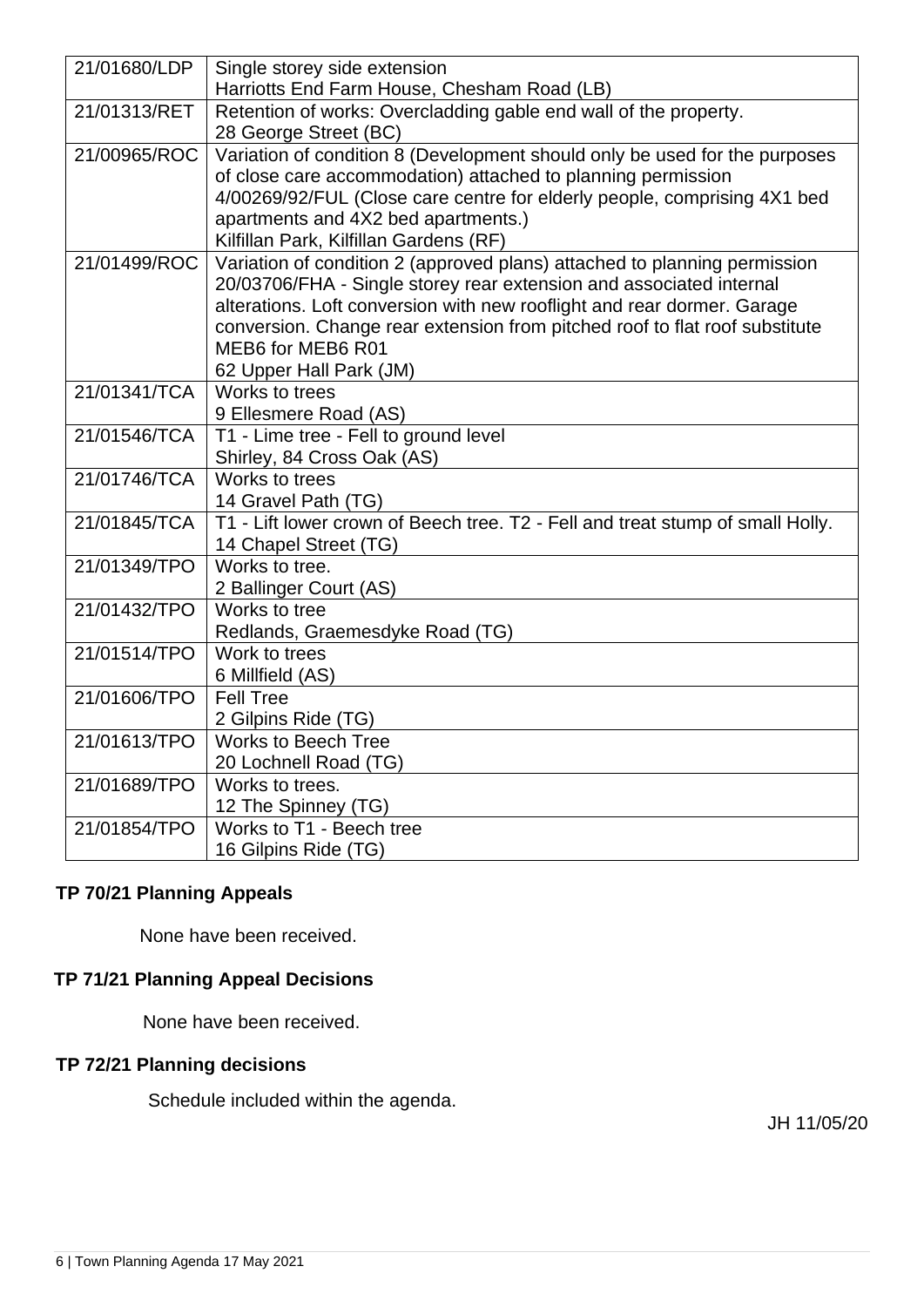| | |
|---|---|
| 21/01680/LDP | Single storey side extension<br>Harriotts End Farm House, Chesham Road (LB) |
| 21/01313/RET | Retention of works: Overcladding gable end wall of the property.<br>28 George Street (BC) |
| 21/00965/ROC | Variation of condition 8 (Development should only be used for the purposes of close care accommodation) attached to planning permission 4/00269/92/FUL (Close care centre for elderly people, comprising 4X1 bed apartments and 4X2 bed apartments.)<br>Kilfillan Park, Kilfillan Gardens (RF) |
| 21/01499/ROC | Variation of condition 2 (approved plans) attached to planning permission 20/03706/FHA - Single storey rear extension and associated internal alterations. Loft conversion with new rooflight and rear dormer. Garage conversion. Change rear extension from pitched roof to flat roof substitute MEB6 for MEB6 R01<br>62 Upper Hall Park (JM) |
| 21/01341/TCA | Works to trees<br>9 Ellesmere Road (AS) |
| 21/01546/TCA | T1 - Lime tree - Fell to ground level<br>Shirley, 84 Cross Oak (AS) |
| 21/01746/TCA | Works to trees<br>14 Gravel Path (TG) |
| 21/01845/TCA | T1 - Lift lower crown of Beech tree. T2 - Fell and treat stump of small Holly.<br>14 Chapel Street (TG) |
| 21/01349/TPO | Works to tree.<br>2 Ballinger Court (AS) |
| 21/01432/TPO | Works to tree<br>Redlands, Graemesdyke Road (TG) |
| 21/01514/TPO | Work to trees<br>6 Millfield (AS) |
| 21/01606/TPO | Fell Tree<br>2 Gilpins Ride (TG) |
| 21/01613/TPO | Works to Beech Tree<br>20 Lochnell Road (TG) |
| 21/01689/TPO | Works to trees.<br>12 The Spinney (TG) |
| 21/01854/TPO | Works to T1 - Beech tree<br>16 Gilpins Ride (TG) |

**TP 70/21 Planning Appeals**

None have been received.

**TP 71/21 Planning Appeal Decisions**

None have been received.

**TP 72/21 Planning decisions**

Schedule included within the agenda.

JH 11/05/20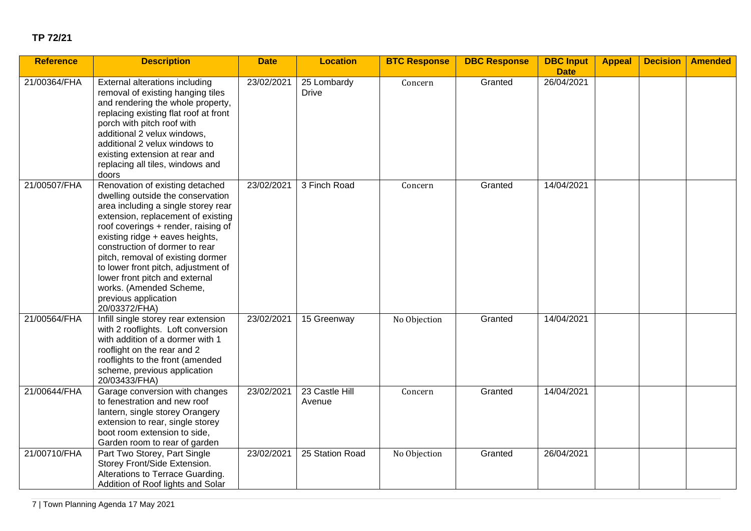**TP 72/21**

| Reference | Description | Date | Location | BTC Response | DBC Response | DBC Input Date | Appeal | Decision | Amended |
|---|---|---|---|---|---|---|---|---|---|
| 21/00364/FHA | External alterations including removal of existing hanging tiles and rendering the whole property, replacing existing flat roof at front porch with pitch roof with additional 2 velux windows, additional 2 velux windows to existing extension at rear and replacing all tiles, windows and doors | 23/02/2021 | 25 Lombardy Drive | Concern | Granted | 26/04/2021 | | | |
| 21/00507/FHA | Renovation of existing detached dwelling outside the conservation area including a single storey rear extension, replacement of existing roof coverings + render, raising of existing ridge + eaves heights, construction of dormer to rear pitch, removal of existing dormer to lower front pitch, adjustment of lower front pitch and external works. (Amended Scheme, previous application 20/03372/FHA) | 23/02/2021 | 3 Finch Road | Concern | Granted | 14/04/2021 | | | |
| 21/00564/FHA | Infill single storey rear extension with 2 rooflights. Loft conversion with addition of a dormer with 1 rooflight on the rear and 2 rooflights to the front (amended scheme, previous application 20/03433/FHA) | 23/02/2021 | 15 Greenway | No Objection | Granted | 14/04/2021 | | | |
| 21/00644/FHA | Garage conversion with changes to fenestration and new roof lantern, single storey Orangery extension to rear, single storey boot room extension to side, Garden room to rear of garden | 23/02/2021 | 23 Castle Hill Avenue | Concern | Granted | 14/04/2021 | | | |
| 21/00710/FHA | Part Two Storey, Part Single Storey Front/Side Extension. Alterations to Terrace Guarding. Addition of Roof lights and Solar | 23/02/2021 | 25 Station Road | No Objection | Granted | 26/04/2021 | | | |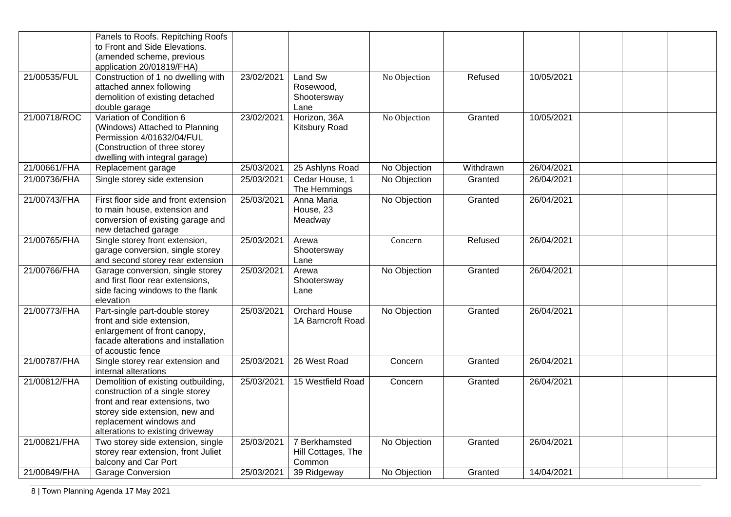|  |  |  |  |  |  |  |  |  |  |
|---|---|---|---|---|---|---|---|---|---|
|  | Panels to Roofs. Repitching Roofs to Front and Side Elevations. (amended scheme, previous application 20/01819/FHA) |  |  |  |  |  |  |  |  |
| 21/00535/FUL | Construction of 1 no dwelling with attached annex following demolition of existing detached double garage | 23/02/2021 | Land Sw Rosewood, Shootersway Lane | No Objection | Refused | 10/05/2021 |  |  |  |
| 21/00718/ROC | Variation of Condition 6 (Windows) Attached to Planning Permission 4/01632/04/FUL (Construction of three storey dwelling with integral garage) | 23/02/2021 | Horizon, 36A Kitsbury Road | No Objection | Granted | 10/05/2021 |  |  |  |
| 21/00661/FHA | Replacement garage | 25/03/2021 | 25 Ashlyns Road | No Objection | Withdrawn | 26/04/2021 |  |  |  |
| 21/00736/FHA | Single storey side extension | 25/03/2021 | Cedar House, 1 The Hemmings | No Objection | Granted | 26/04/2021 |  |  |  |
| 21/00743/FHA | First floor side and front extension to main house, extension and conversion of existing garage and new detached garage | 25/03/2021 | Anna Maria House, 23 Meadway | No Objection | Granted | 26/04/2021 |  |  |  |
| 21/00765/FHA | Single storey front extension, garage conversion, single storey and second storey rear extension | 25/03/2021 | Arewa Shootersway Lane | Concern | Refused | 26/04/2021 |  |  |  |
| 21/00766/FHA | Garage conversion, single storey and first floor rear extensions, side facing windows to the flank elevation | 25/03/2021 | Arewa Shootersway Lane | No Objection | Granted | 26/04/2021 |  |  |  |
| 21/00773/FHA | Part-single part-double storey front and side extension, enlargement of front canopy, facade alterations and installation of acoustic fence | 25/03/2021 | Orchard House 1A Barncroft Road | No Objection | Granted | 26/04/2021 |  |  |  |
| 21/00787/FHA | Single storey rear extension and internal alterations | 25/03/2021 | 26 West Road | Concern | Granted | 26/04/2021 |  |  |  |
| 21/00812/FHA | Demolition of existing outbuilding, construction of a single storey front and rear extensions, two storey side extension, new and replacement windows and alterations to existing driveway | 25/03/2021 | 15 Westfield Road | Concern | Granted | 26/04/2021 |  |  |  |
| 21/00821/FHA | Two storey side extension, single storey rear extension, front Juliet balcony and Car Port | 25/03/2021 | 7 Berkhamsted Hill Cottages, The Common | No Objection | Granted | 26/04/2021 |  |  |  |
| 21/00849/FHA | Garage Conversion | 25/03/2021 | 39 Ridgeway | No Objection | Granted | 14/04/2021 |  |  |  |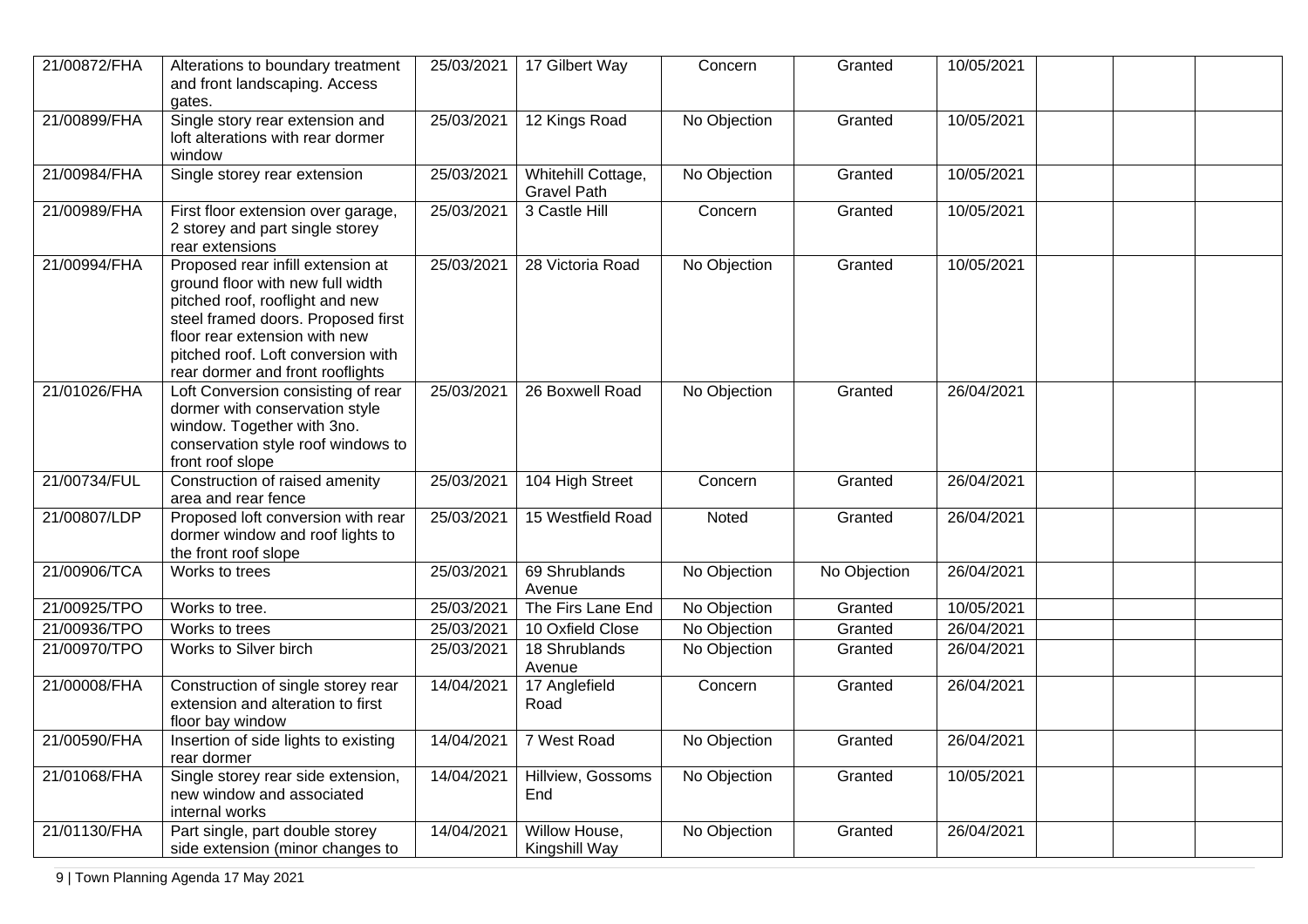| | | | | | | | | | |
|---|---|---|---|---|---|---|---|---|---|
| 21/00872/FHA | Alterations to boundary treatment and front landscaping. Access gates. | 25/03/2021 | 17 Gilbert Way | Concern | Granted | 10/05/2021 | | | |
| 21/00899/FHA | Single story rear extension and loft alterations with rear dormer window | 25/03/2021 | 12 Kings Road | No Objection | Granted | 10/05/2021 | | | |
| 21/00984/FHA | Single storey rear extension | 25/03/2021 | Whitehill Cottage, Gravel Path | No Objection | Granted | 10/05/2021 | | | |
| 21/00989/FHA | First floor extension over garage, 2 storey and part single storey rear extensions | 25/03/2021 | 3 Castle Hill | Concern | Granted | 10/05/2021 | | | |
| 21/00994/FHA | Proposed rear infill extension at ground floor with new full width pitched roof, rooflight and new steel framed doors. Proposed first floor rear extension with new pitched roof. Loft conversion with rear dormer and front rooflights | 25/03/2021 | 28 Victoria Road | No Objection | Granted | 10/05/2021 | | | |
| 21/01026/FHA | Loft Conversion consisting of rear dormer with conservation style window. Together with 3no. conservation style roof windows to front roof slope | 25/03/2021 | 26 Boxwell Road | No Objection | Granted | 26/04/2021 | | | |
| 21/00734/FUL | Construction of raised amenity area and rear fence | 25/03/2021 | 104 High Street | Concern | Granted | 26/04/2021 | | | |
| 21/00807/LDP | Proposed loft conversion with rear dormer window and roof lights to the front roof slope | 25/03/2021 | 15 Westfield Road | Noted | Granted | 26/04/2021 | | | |
| 21/00906/TCA | Works to trees | 25/03/2021 | 69 Shrublands Avenue | No Objection | No Objection | 26/04/2021 | | | |
| 21/00925/TPO | Works to tree. | 25/03/2021 | The Firs Lane End | No Objection | Granted | 10/05/2021 | | | |
| 21/00936/TPO | Works to trees | 25/03/2021 | 10 Oxfield Close | No Objection | Granted | 26/04/2021 | | | |
| 21/00970/TPO | Works to Silver birch | 25/03/2021 | 18 Shrublands Avenue | No Objection | Granted | 26/04/2021 | | | |
| 21/00008/FHA | Construction of single storey rear extension and alteration to first floor bay window | 14/04/2021 | 17 Anglefield Road | Concern | Granted | 26/04/2021 | | | |
| 21/00590/FHA | Insertion of side lights to existing rear dormer | 14/04/2021 | 7 West Road | No Objection | Granted | 26/04/2021 | | | |
| 21/01068/FHA | Single storey rear side extension, new window and associated internal works | 14/04/2021 | Hillview, Gossoms End | No Objection | Granted | 10/05/2021 | | | |
| 21/01130/FHA | Part single, part double storey side extension (minor changes to | 14/04/2021 | Willow House, Kingshill Way | No Objection | Granted | 26/04/2021 | | | |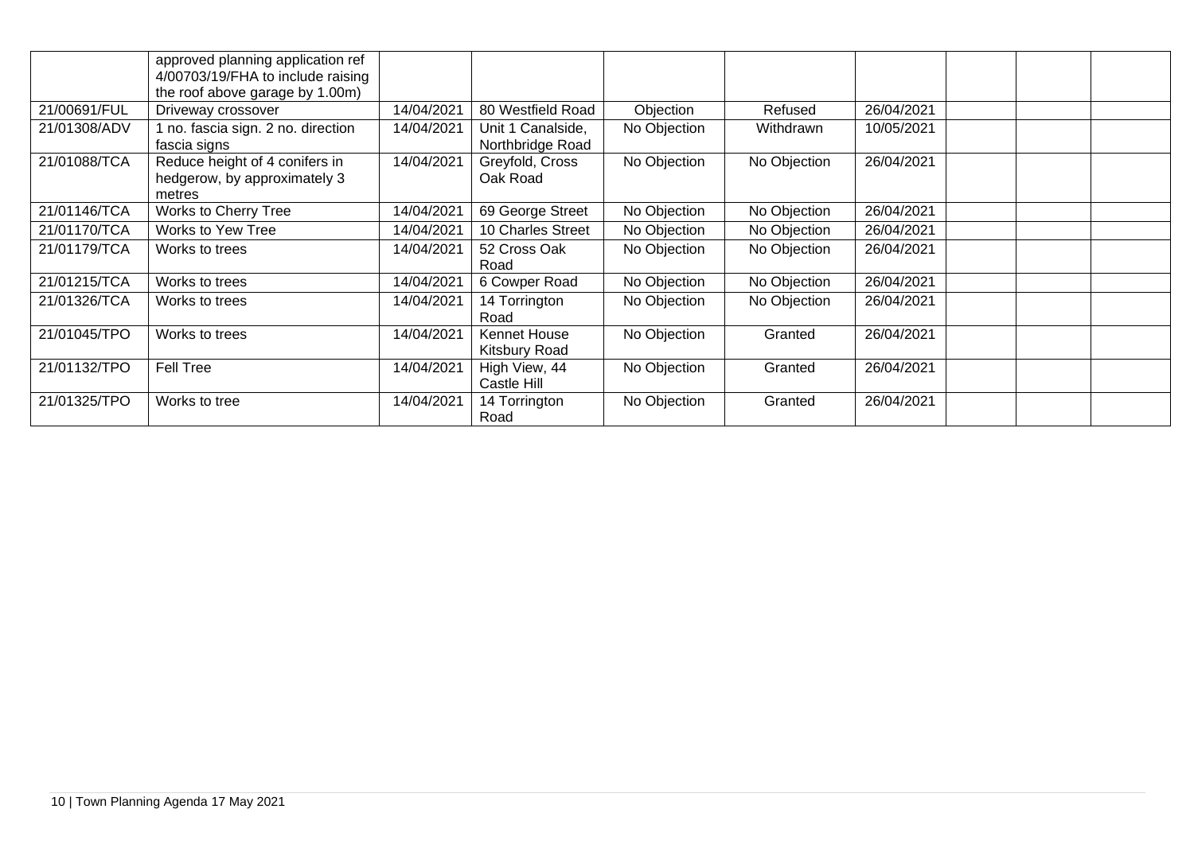| | | | | | | | | | |
|---|---|---|---|---|---|---|---|---|---|
| | approved planning application ref 4/00703/19/FHA to include raising the roof above garage by 1.00m) | | | | | | | | |
| 21/00691/FUL | Driveway crossover | 14/04/2021 | 80 Westfield Road | Objection | Refused | 26/04/2021 | | | |
| 21/01308/ADV | 1 no. fascia sign. 2 no. direction fascia signs | 14/04/2021 | Unit 1 Canalside, Northbridge Road | No Objection | Withdrawn | 10/05/2021 | | | |
| 21/01088/TCA | Reduce height of 4 conifers in hedgerow, by approximately 3 metres | 14/04/2021 | Greyfold, Cross Oak Road | No Objection | No Objection | 26/04/2021 | | | |
| 21/01146/TCA | Works to Cherry Tree | 14/04/2021 | 69 George Street | No Objection | No Objection | 26/04/2021 | | | |
| 21/01170/TCA | Works to Yew Tree | 14/04/2021 | 10 Charles Street | No Objection | No Objection | 26/04/2021 | | | |
| 21/01179/TCA | Works to trees | 14/04/2021 | 52 Cross Oak Road | No Objection | No Objection | 26/04/2021 | | | |
| 21/01215/TCA | Works to trees | 14/04/2021 | 6 Cowper Road | No Objection | No Objection | 26/04/2021 | | | |
| 21/01326/TCA | Works to trees | 14/04/2021 | 14 Torrington Road | No Objection | No Objection | 26/04/2021 | | | |
| 21/01045/TPO | Works to trees | 14/04/2021 | Kennet House Kitsbury Road | No Objection | Granted | 26/04/2021 | | | |
| 21/01132/TPO | Fell Tree | 14/04/2021 | High View, 44 Castle Hill | No Objection | Granted | 26/04/2021 | | | |
| 21/01325/TPO | Works to tree | 14/04/2021 | 14 Torrington Road | No Objection | Granted | 26/04/2021 | | | |